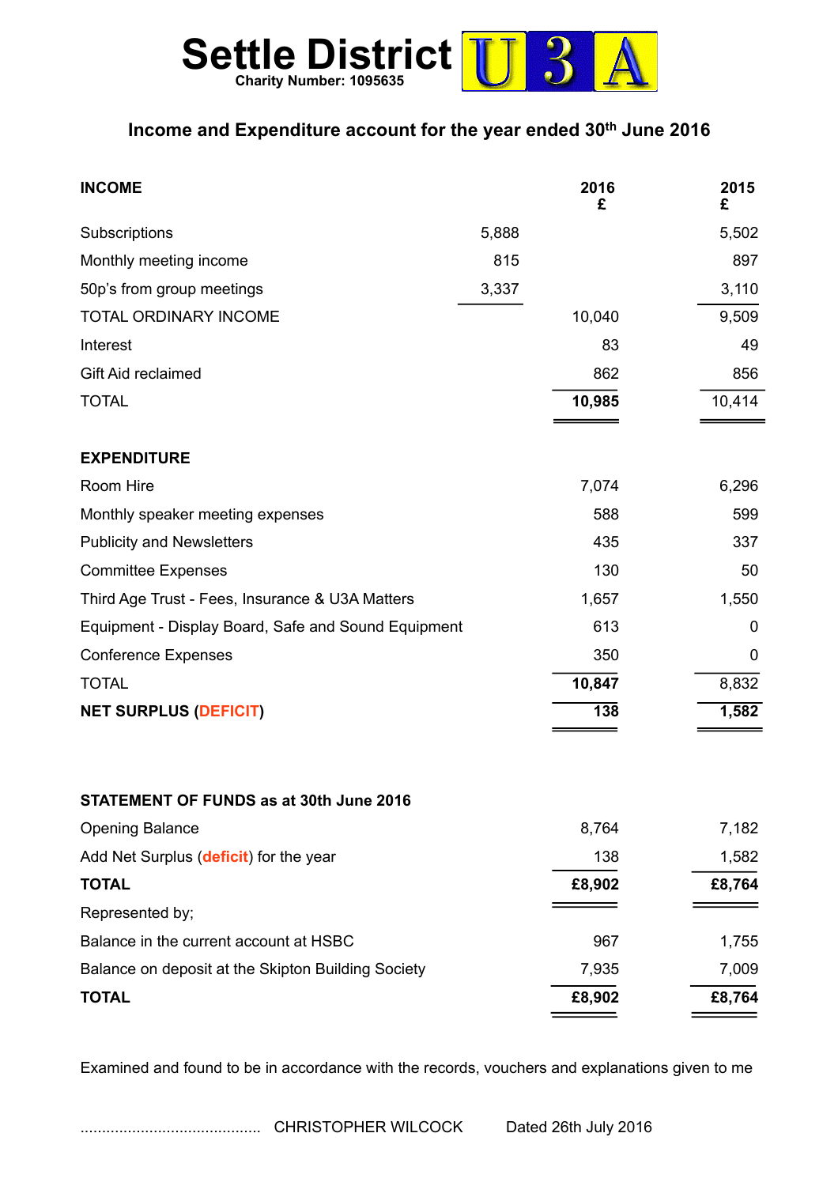# Settle District U3A

Charity Number: 1095635

## Income and Expenditure account for the year ended 30th June 2016

| INCOME | | 2016 £ | 2015 £ |
|---|---|---|---|
| Subscriptions | 5,888 | | 5,502 |
| Monthly meeting income | 815 | | 897 |
| 50p's from group meetings | 3,337 | | 3,110 |
| TOTAL ORDINARY INCOME | | 10,040 | 9,509 |
| Interest | | 83 | 49 |
| Gift Aid reclaimed | | 862 | 856 |
| TOTAL | | **10,985** | 10,414 |
| **EXPENDITURE** | | | |
| Room Hire | | 7,074 | 6,296 |
| Monthly speaker meeting expenses | | 588 | 599 |
| Publicity and Newsletters | | 435 | 337 |
| Committee Expenses | | 130 | 50 |
| Third Age Trust - Fees, Insurance & U3A Matters | | 1,657 | 1,550 |
| Equipment - Display Board, Safe and Sound Equipment | | 613 | 0 |
| Conference Expenses | | 350 | 0 |
| TOTAL | | **10,847** | 8,832 |
| **NET SURPLUS (DEFICIT)** | | **138** | **1,582** |

| STATEMENT OF FUNDS as at 30th June 2016 | | |
|---|---|---|
| Opening Balance | 8,764 | 7,182 |
| Add Net Surplus (deficit) for the year | 138 | 1,582 |
| **TOTAL** | **£8,902** | **£8,764** |
| Represented by; | | |
| Balance in the current account at HSBC | 967 | 1,755 |
| Balance on deposit at the Skipton Building Society | 7,935 | 7,009 |
| **TOTAL** | **£8,902** | **£8,764** |

Examined and found to be in accordance with the records, vouchers and explanations given to me

.......................................... CHRISTOPHER WILCOCK      Dated 26th July 2016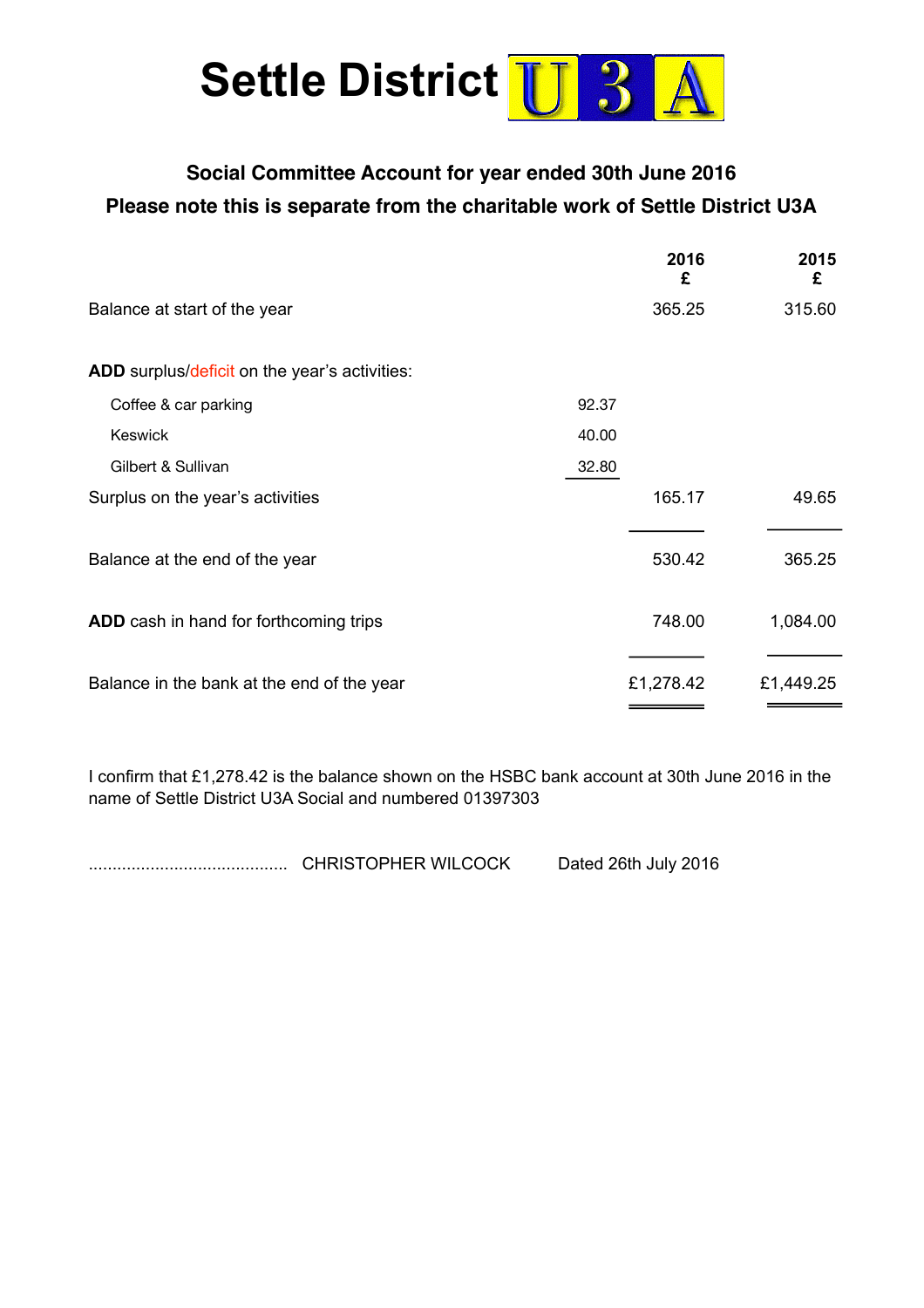# Settle District U3A

**Social Committee Account for year ended 30th June 2016**

**Please note this is separate from the charitable work of Settle District U3A**

| | | 2016 £ | 2015 £ |
|---|---|---|---|
| Balance at start of the year | | 365.25 | 315.60 |
| **ADD** surplus/deficit on the year's activities: | | | |
| Coffee & car parking | 92.37 | | |
| Keswick | 40.00 | | |
| Gilbert & Sullivan | 32.80 | | |
| Surplus on the year's activities | | 165.17 | 49.65 |
| Balance at the end of the year | | 530.42 | 365.25 |
| **ADD** cash in hand for forthcoming trips | | 748.00 | 1,084.00 |
| Balance in the bank at the end of the year | | £1,278.42 | £1,449.25 |

I confirm that £1,278.42 is the balance shown on the HSBC bank account at 30th June 2016 in the name of Settle District U3A Social and numbered 01397303

......................................... CHRISTOPHER WILCOCK Dated 26th July 2016